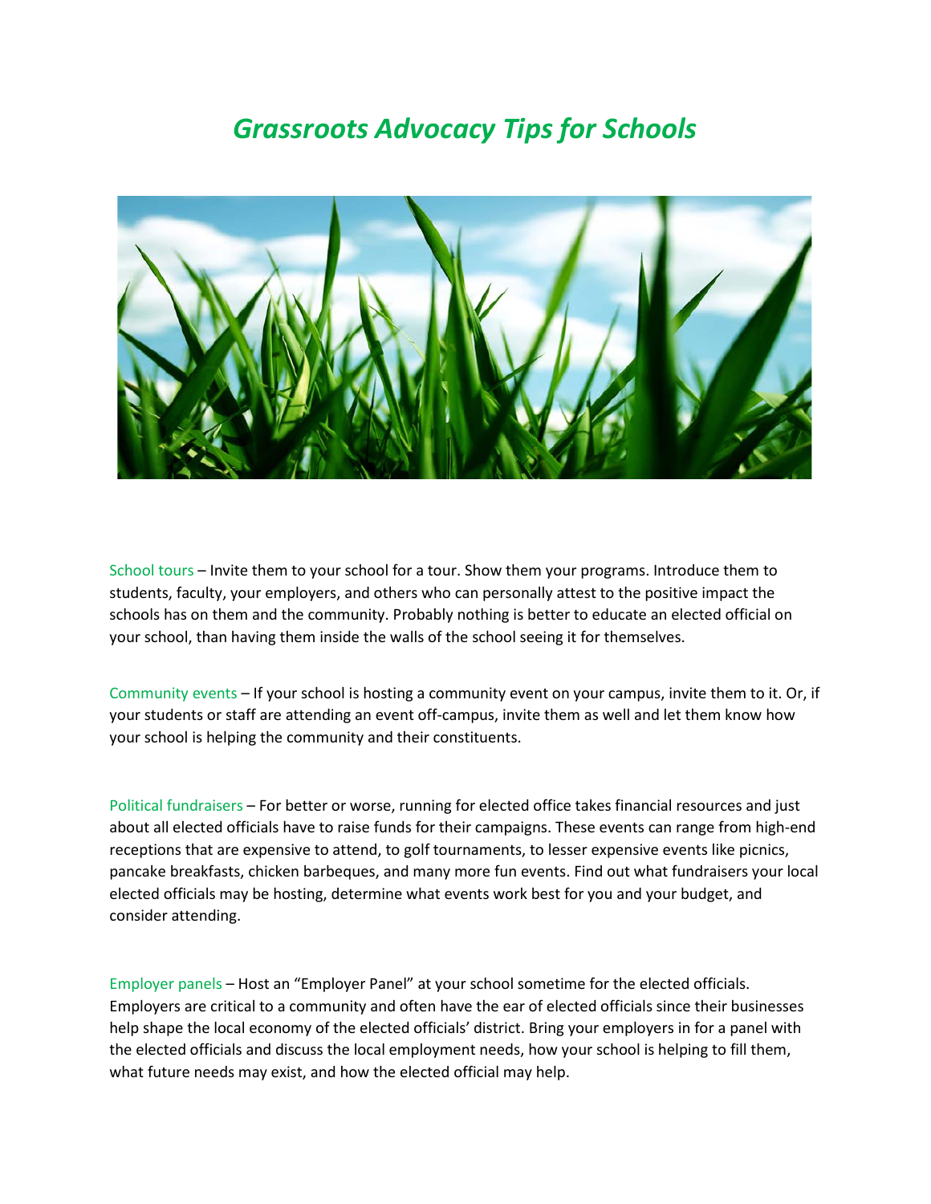# *Grassroots Advocacy Tips for Schools*

School tours – Invite them to your school for a tour. Show them your programs. Introduce them to students, faculty, your employers, and others who can personally attest to the positive impact the schools has on them and the community. Probably nothing is better to educate an elected official on your school, than having them inside the walls of the school seeing it for themselves.

Community events – If your school is hosting a community event on your campus, invite them to it. Or, if your students or staff are attending an event off-campus, invite them as well and let them know how your school is helping the community and their constituents.

Political fundraisers – For better or worse, running for elected office takes financial resources and just about all elected officials have to raise funds for their campaigns. These events can range from high-end receptions that are expensive to attend, to golf tournaments, to lesser expensive events like picnics, pancake breakfasts, chicken barbeques, and many more fun events. Find out what fundraisers your local elected officials may be hosting, determine what events work best for you and your budget, and consider attending.

Employer panels – Host an "Employer Panel" at your school sometime for the elected officials. Employers are critical to a community and often have the ear of elected officials since their businesses help shape the local economy of the elected officials' district. Bring your employers in for a panel with the elected officials and discuss the local employment needs, how your school is helping to fill them, what future needs may exist, and how the elected official may help.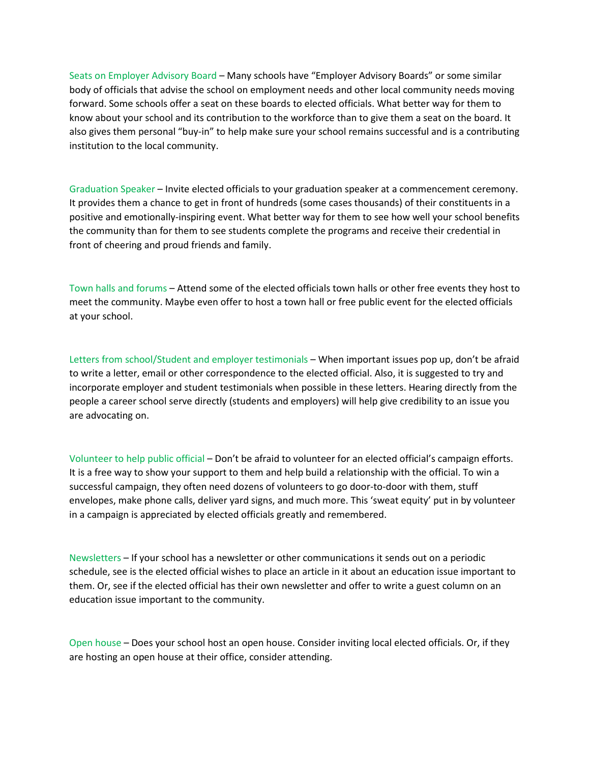Seats on Employer Advisory Board – Many schools have "Employer Advisory Boards" or some similar body of officials that advise the school on employment needs and other local community needs moving forward. Some schools offer a seat on these boards to elected officials. What better way for them to know about your school and its contribution to the workforce than to give them a seat on the board. It also gives them personal "buy-in" to help make sure your school remains successful and is a contributing institution to the local community.

Graduation Speaker – Invite elected officials to your graduation speaker at a commencement ceremony. It provides them a chance to get in front of hundreds (some cases thousands) of their constituents in a positive and emotionally-inspiring event. What better way for them to see how well your school benefits the community than for them to see students complete the programs and receive their credential in front of cheering and proud friends and family.

Town halls and forums – Attend some of the elected officials town halls or other free events they host to meet the community. Maybe even offer to host a town hall or free public event for the elected officials at your school.

Letters from school/Student and employer testimonials – When important issues pop up, don't be afraid to write a letter, email or other correspondence to the elected official. Also, it is suggested to try and incorporate employer and student testimonials when possible in these letters. Hearing directly from the people a career school serve directly (students and employers) will help give credibility to an issue you are advocating on.

Volunteer to help public official – Don't be afraid to volunteer for an elected official's campaign efforts. It is a free way to show your support to them and help build a relationship with the official. To win a successful campaign, they often need dozens of volunteers to go door-to-door with them, stuff envelopes, make phone calls, deliver yard signs, and much more. This 'sweat equity' put in by volunteer in a campaign is appreciated by elected officials greatly and remembered.

Newsletters – If your school has a newsletter or other communications it sends out on a periodic schedule, see is the elected official wishes to place an article in it about an education issue important to them. Or, see if the elected official has their own newsletter and offer to write a guest column on an education issue important to the community.

Open house – Does your school host an open house. Consider inviting local elected officials. Or, if they are hosting an open house at their office, consider attending.